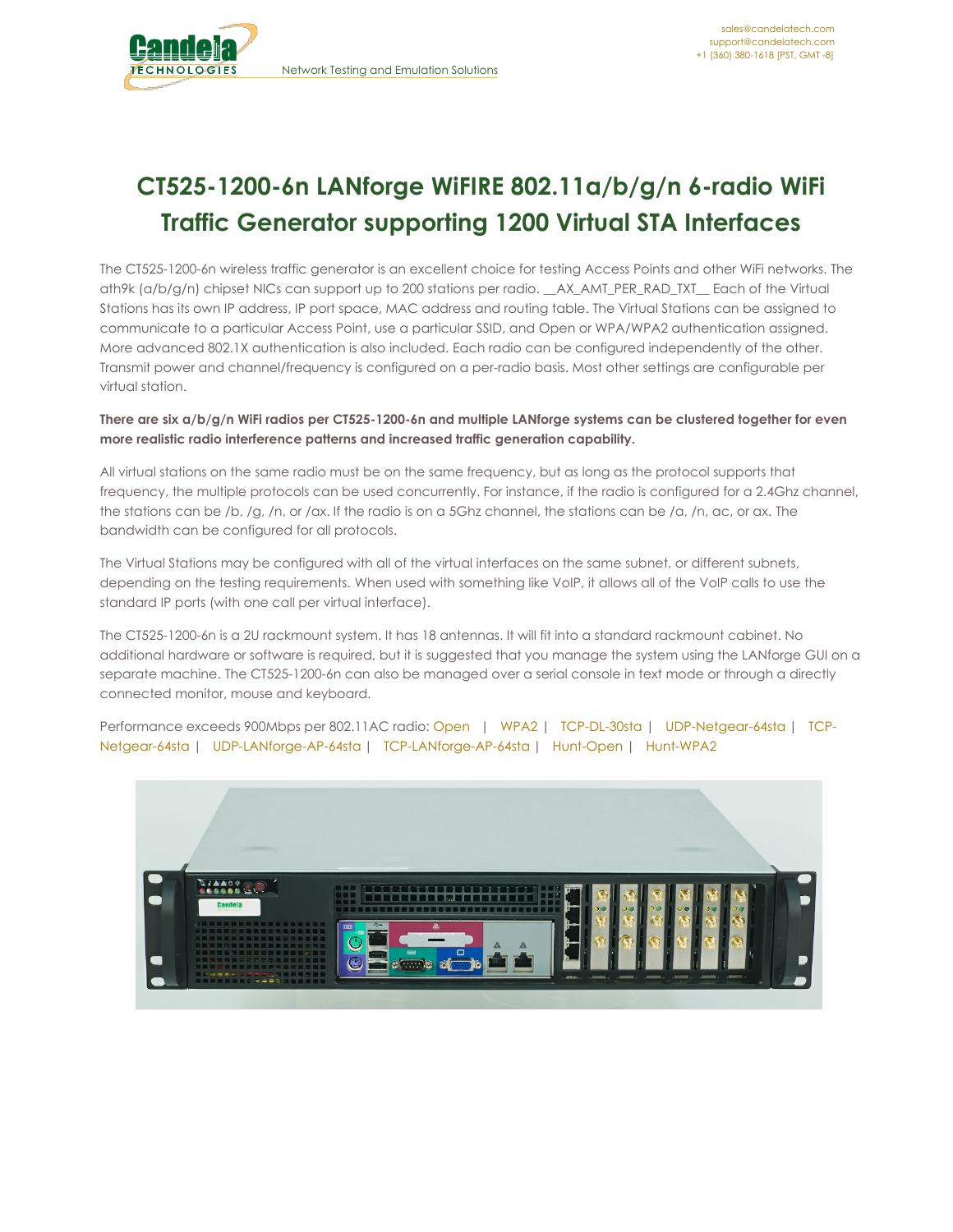# CT525-1200-6n LANforge WiFIRE 802.11a/b/g/n 6-radio WiFi Traffic Generator supporting 1200 Virtual STA Interfaces

The CT525-1200-6n wireless traffic generator is an excellent choice for testing Access Points and other WiFi networks. The ath9k (a/b/g/n) chipset NICs can support up to 200 stations per radio. __AX_AMT_PER_RAD_TXT__ Each of the Virtual Stations has its own IP address, IP port space, MAC address and routing table. The Virtual Stations can be assigned to communicate to a particular Access Point, use a particular SSID, and Open or WPA/WPA2 authentication assigned. More advanced 802.1X authentication is also included. Each radio can be configured independently of the other. Transmit power and channel/frequency is configured on a per-radio basis. Most other settings are configurable per virtual station.

**There are six a/b/g/n WiFi radios per CT525-1200-6n and multiple LANforge systems can be clustered together for even more realistic radio interference patterns and increased traffic generation capability.**

All virtual stations on the same radio must be on the same frequency, but as long as the protocol supports that frequency, the multiple protocols can be used concurrently. For instance, if the radio is configured for a 2.4Ghz channel, the stations can be /b, /g, /n, or /ax. If the radio is on a 5Ghz channel, the stations can be /a, /n, ac, or ax. The bandwidth can be configured for all protocols.

The Virtual Stations may be configured with all of the virtual interfaces on the same subnet, or different subnets, depending on the testing requirements. When used with something like VoIP, it allows all of the VoIP calls to use the standard IP ports (with one call per virtual interface).

The CT525-1200-6n is a 2U rackmount system. It has 18 antennas. It will fit into a standard rackmount cabinet. No additional hardware or software is required, but it is suggested that you manage the system using the LANforge GUI on a separate machine. The CT525-1200-6n can also be managed over a serial console in text mode or through a directly connected monitor, mouse and keyboard.

Performance exceeds 900Mbps per 802.11AC radio: Open | WPA2 | TCP-DL-30sta | UDP-Netgear-64sta | TCP-Netgear-64sta | UDP-LANforge-AP-64sta | TCP-LANforge-AP-64sta | Hunt-Open | Hunt-WPA2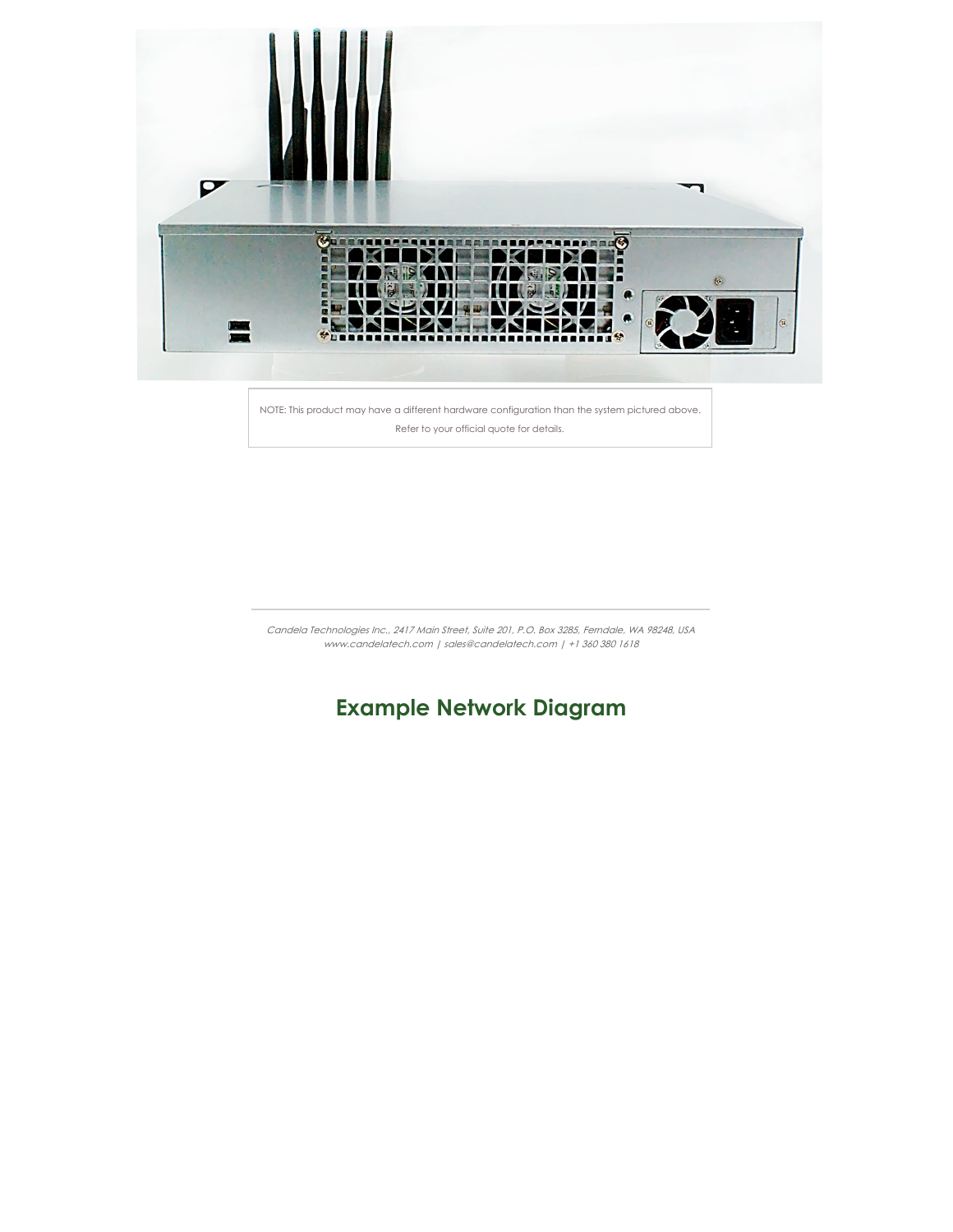NOTE: This product may have a different hardware configuration than the system pictured above. Refer to your official quote for details.

*Candela Technologies Inc., 2417 Main Street, Suite 201, P.O. Box 3285, Ferndale, WA 98248, USA*
*www.candelatech.com | sales@candelatech.com | +1 360 380 1618*

## Example Network Diagram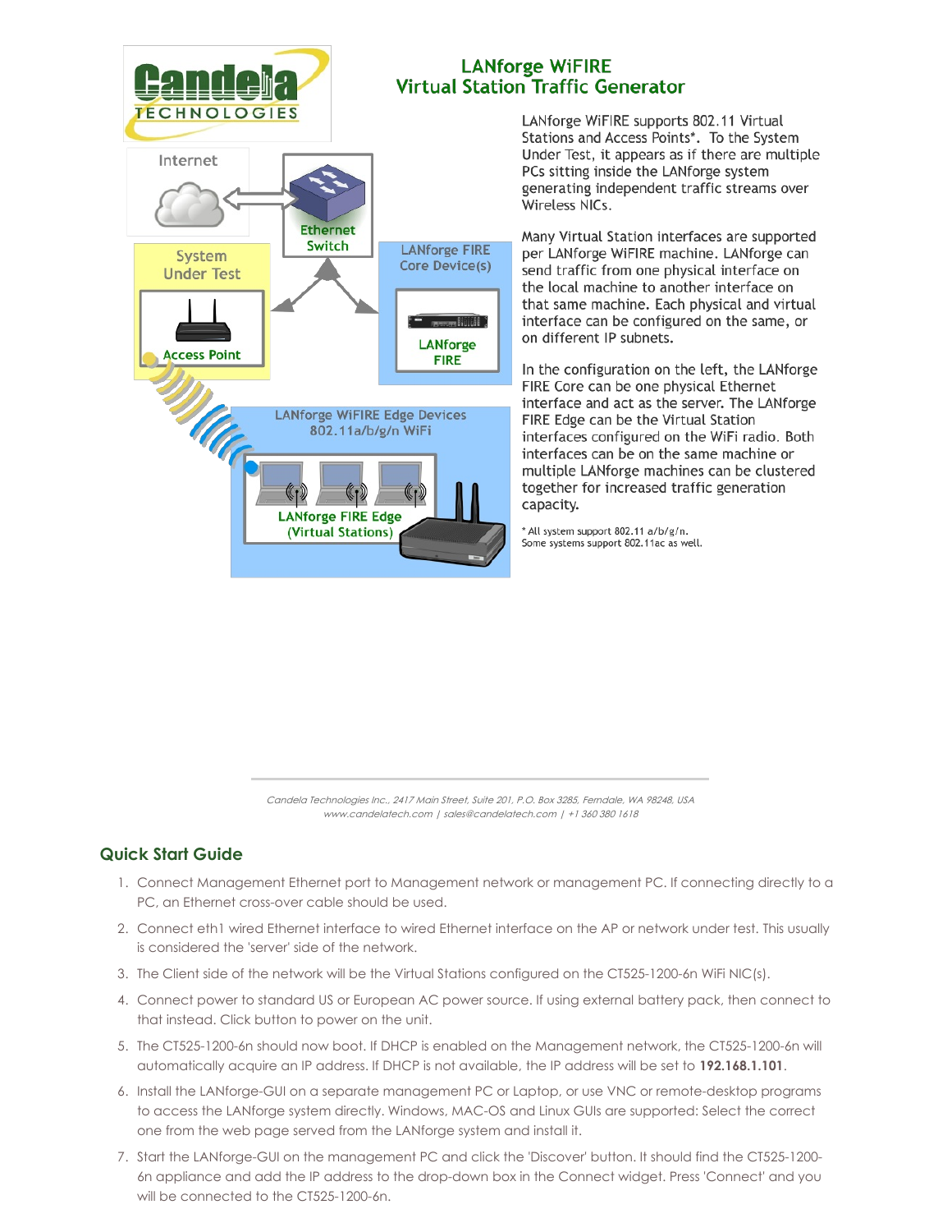## LANforge WiFIRE Virtual Station Traffic Generator

Candela TECHNOLOGIES

Internet

Ethernet Switch

System Under Test

Access Point

LANforge FIRE Core Device(s)

LANforge FIRE

LANforge WiFIRE Edge Devices 802.11a/b/g/n WiFi

LANforge FIRE Edge (Virtual Stations)

LANforge WiFIRE supports 802.11 Virtual Stations and Access Points*. To the System Under Test, it appears as if there are multiple PCs sitting inside the LANforge system generating independent traffic streams over Wireless NICs.

Many Virtual Station interfaces are supported per LANforge WiFIRE machine. LANforge can send traffic from one physical interface on the local machine to another interface on that same machine. Each physical and virtual interface can be configured on the same, or on different IP subnets.

In the configuration on the left, the LANforge FIRE Core can be one physical Ethernet interface and act as the server. The LANforge FIRE Edge can be the Virtual Station interfaces configured on the WiFi radio. Both interfaces can be on the same machine or multiple LANforge machines can be clustered together for increased traffic generation capacity.

* All system support 802.11 a/b/g/n. Some systems support 802.11ac as well.

*Candela Technologies Inc., 2417 Main Street, Suite 201, P.O. Box 3285, Ferndale, WA 98248, USA*
*www.candelatech.com | sales@candelatech.com | +1 360 380 1618*

## Quick Start Guide

1. Connect Management Ethernet port to Management network or management PC. If connecting directly to a PC, an Ethernet cross-over cable should be used.
2. Connect eth1 wired Ethernet interface to wired Ethernet interface on the AP or network under test. This usually is considered the 'server' side of the network.
3. The Client side of the network will be the Virtual Stations configured on the CT525-1200-6n WiFi NIC(s).
4. Connect power to standard US or European AC power source. If using external battery pack, then connect to that instead. Click button to power on the unit.
5. The CT525-1200-6n should now boot. If DHCP is enabled on the Management network, the CT525-1200-6n will automatically acquire an IP address. If DHCP is not available, the IP address will be set to **192.168.1.101**.
6. Install the LANforge-GUI on a separate management PC or Laptop, or use VNC or remote-desktop programs to access the LANforge system directly. Windows, MAC-OS and Linux GUIs are supported: Select the correct one from the web page served from the LANforge system and install it.
7. Start the LANforge-GUI on the management PC and click the 'Discover' button. It should find the CT525-1200-6n appliance and add the IP address to the drop-down box in the Connect widget. Press 'Connect' and you will be connected to the CT525-1200-6n.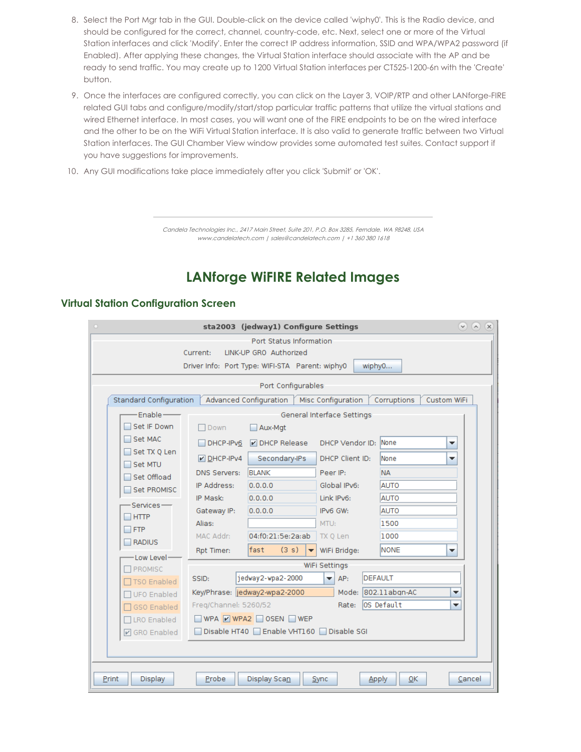8. Select the Port Mgr tab in the GUI. Double-click on the device called 'wiphy0'. This is the Radio device, and should be configured for the correct, channel, country-code, etc. Next, select one or more of the Virtual Station interfaces and click 'Modify'. Enter the correct IP address information, SSID and WPA/WPA2 password (if Enabled). After applying these changes, the Virtual Station interface should associate with the AP and be ready to send traffic. You may create up to 1200 Virtual Station interfaces per CT525-1200-6n with the 'Create' button.
9. Once the interfaces are configured correctly, you can click on the Layer 3, VOIP/RTP and other LANforge-FIRE related GUI tabs and configure/modify/start/stop particular traffic patterns that utilize the virtual stations and wired Ethernet interface. In most cases, you will want one of the FIRE endpoints to be on the wired interface and the other to be on the WiFi Virtual Station interface. It is also valid to generate traffic between two Virtual Station interfaces. The GUI Chamber View window provides some automated test suites. Contact support if you have suggestions for improvements.
10. Any GUI modifications take place immediately after you click 'Submit' or 'OK'.

*Candela Technologies Inc., 2417 Main Street, Suite 201, P.O. Box 3285, Ferndale, WA 98248, USA*
*www.candelatech.com | sales@candelatech.com | +1 360 380 1618*

# LANforge WiFIRE Related Images

## Virtual Station Configuration Screen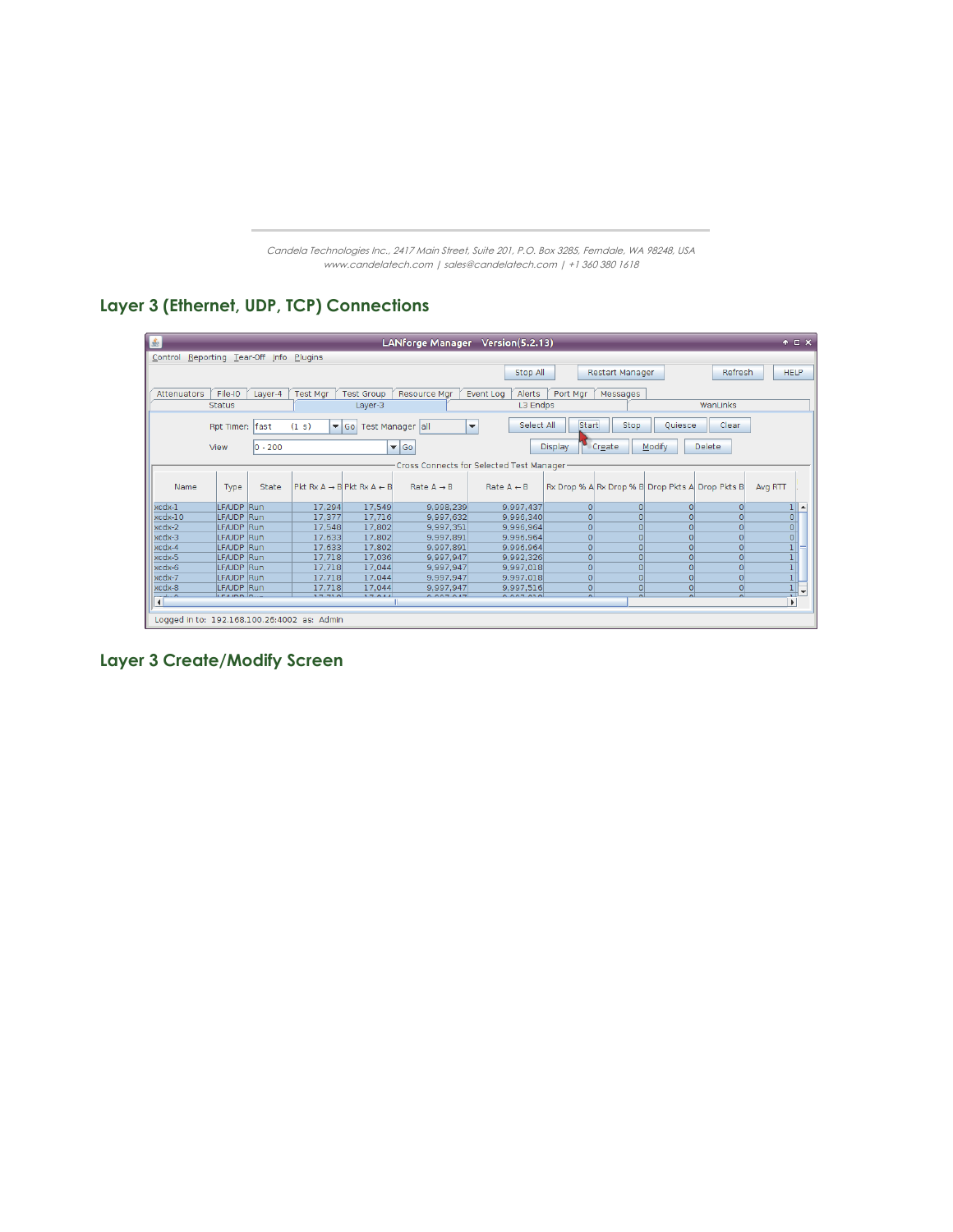## Layer 3 (Ethernet, UDP, TCP) Connections

## Layer 3 Create/Modify Screen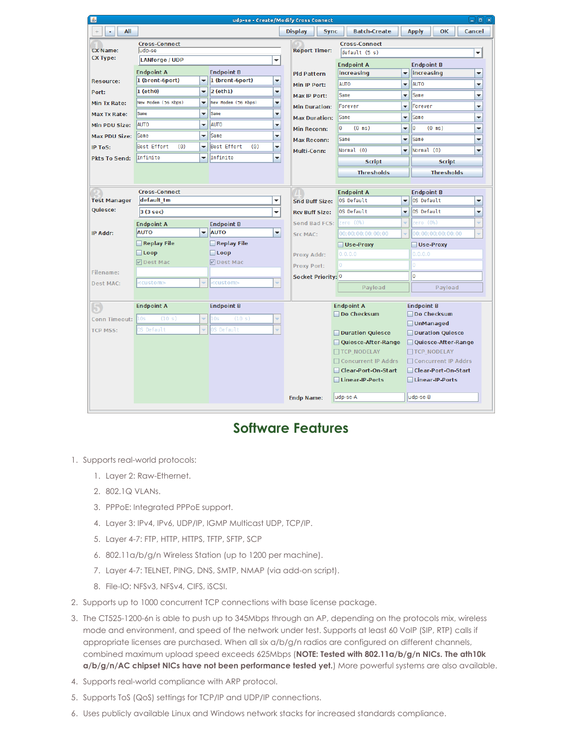## Software Features

1. Supports real-world protocols:
   1. Layer 2: Raw-Ethernet.
   2. 802.1Q VLANs.
   3. PPPoE: Integrated PPPoE support.
   4. Layer 3: IPv4, IPv6, UDP/IP, IGMP Multicast UDP, TCP/IP.
   5. Layer 4-7: FTP, HTTP, HTTPS, TFTP, SFTP, SCP
   6. 802.11a/b/g/n Wireless Station (up to 1200 per machine).
   7. Layer 4-7: TELNET, PING, DNS, SMTP, NMAP (via add-on script).
   8. File-IO: NFSv3, NFSv4, CIFS, iSCSI.
2. Supports up to 1000 concurrent TCP connections with base license package.
3. The CT525-1200-6n is able to push up to 345Mbps through an AP, depending on the protocols mix, wireless mode and environment, and speed of the network under test. Supports at least 60 VoIP (SIP, RTP) calls if appropriate licenses are purchased. When all six a/b/g/n radios are configured on different channels, combined maximum upload speed exceeds 625Mbps (**NOTE: Tested with 802.11a/b/g/n NICs. The ath10k a/b/g/n/AC chipset NICs have not been performance tested yet.**) More powerful systems are also available.
4. Supports real-world compliance with ARP protocol.
5. Supports ToS (QoS) settings for TCP/IP and UDP/IP connections.
6. Uses publicly available Linux and Windows network stacks for increased standards compliance.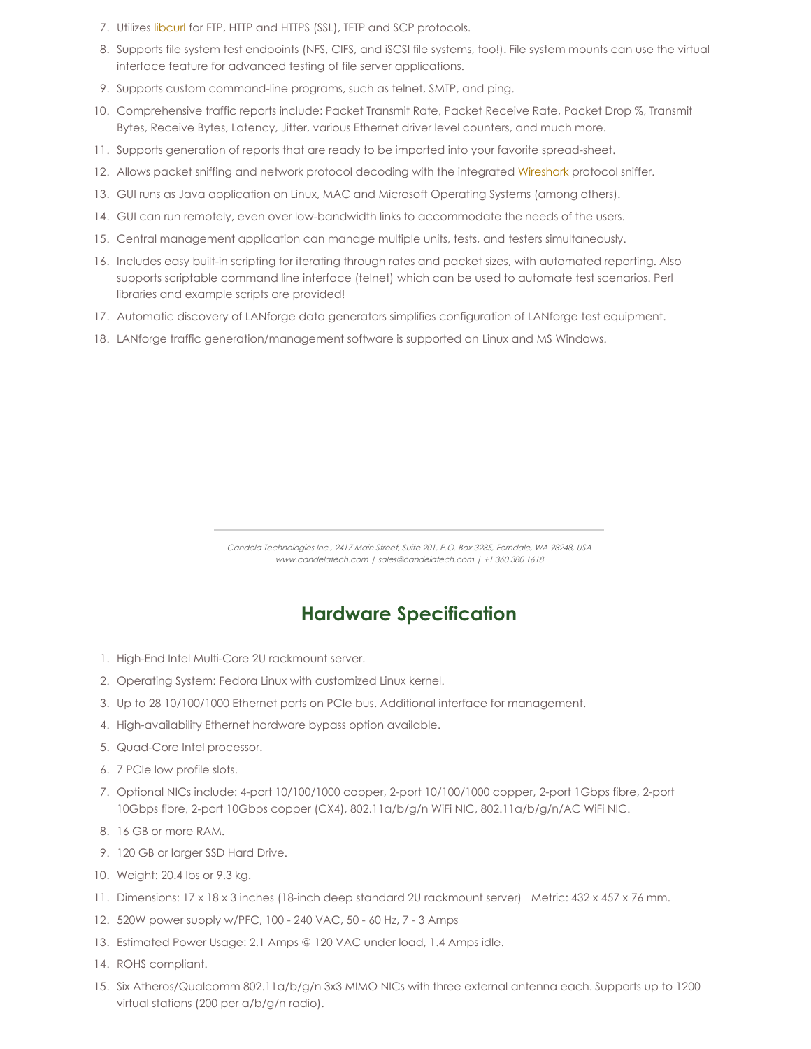7. Utilizes libcurl for FTP, HTTP and HTTPS (SSL), TFTP and SCP protocols.
8. Supports file system test endpoints (NFS, CIFS, and iSCSI file systems, too!). File system mounts can use the virtual interface feature for advanced testing of file server applications.
9. Supports custom command-line programs, such as telnet, SMTP, and ping.
10. Comprehensive traffic reports include: Packet Transmit Rate, Packet Receive Rate, Packet Drop %, Transmit Bytes, Receive Bytes, Latency, Jitter, various Ethernet driver level counters, and much more.
11. Supports generation of reports that are ready to be imported into your favorite spread-sheet.
12. Allows packet sniffing and network protocol decoding with the integrated Wireshark protocol sniffer.
13. GUI runs as Java application on Linux, MAC and Microsoft Operating Systems (among others).
14. GUI can run remotely, even over low-bandwidth links to accommodate the needs of the users.
15. Central management application can manage multiple units, tests, and testers simultaneously.
16. Includes easy built-in scripting for iterating through rates and packet sizes, with automated reporting. Also supports scriptable command line interface (telnet) which can be used to automate test scenarios. Perl libraries and example scripts are provided!
17. Automatic discovery of LANforge data generators simplifies configuration of LANforge test equipment.
18. LANforge traffic generation/management software is supported on Linux and MS Windows.

## Hardware Specification

1. High-End Intel Multi-Core 2U rackmount server.
2. Operating System: Fedora Linux with customized Linux kernel.
3. Up to 28 10/100/1000 Ethernet ports on PCIe bus. Additional interface for management.
4. High-availability Ethernet hardware bypass option available.
5. Quad-Core Intel processor.
6. 7 PCIe low profile slots.
7. Optional NICs include: 4-port 10/100/1000 copper, 2-port 10/100/1000 copper, 2-port 1Gbps fibre, 2-port 10Gbps fibre, 2-port 10Gbps copper (CX4), 802.11a/b/g/n WiFi NIC, 802.11a/b/g/n/AC WiFi NIC.
8. 16 GB or more RAM.
9. 120 GB or larger SSD Hard Drive.
10. Weight: 20.4 lbs or 9.3 kg.
11. Dimensions: 17 x 18 x 3 inches (18-inch deep standard 2U rackmount server)   Metric: 432 x 457 x 76 mm.
12. 520W power supply w/PFC, 100 - 240 VAC, 50 - 60 Hz, 7 - 3 Amps
13. Estimated Power Usage: 2.1 Amps @ 120 VAC under load, 1.4 Amps idle.
14. ROHS compliant.
15. Six Atheros/Qualcomm 802.11a/b/g/n 3x3 MIMO NICs with three external antenna each. Supports up to 1200 virtual stations (200 per a/b/g/n radio).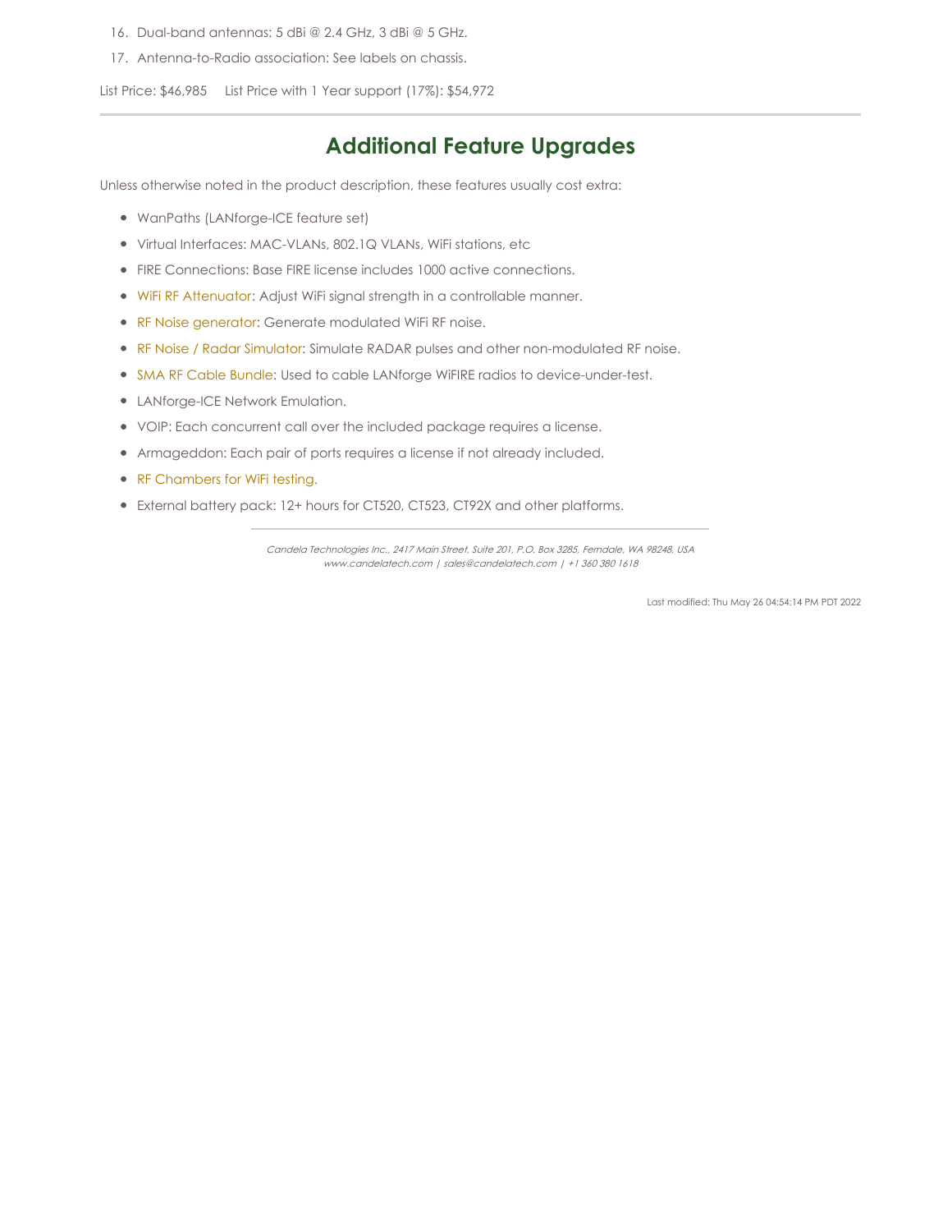16. Dual-band antennas: 5 dBi @ 2.4 GHz, 3 dBi @ 5 GHz.
17. Antenna-to-Radio association: See labels on chassis.

List Price: $46,985 List Price with 1 Year support (17%): $54,972

---

## Additional Feature Upgrades

Unless otherwise noted in the product description, these features usually cost extra:

- WanPaths (LANforge-ICE feature set)
- Virtual Interfaces: MAC-VLANs, 802.1Q VLANs, WiFi stations, etc
- FIRE Connections: Base FIRE license includes 1000 active connections.
- WiFi RF Attenuator: Adjust WiFi signal strength in a controllable manner.
- RF Noise generator: Generate modulated WiFi RF noise.
- RF Noise / Radar Simulator: Simulate RADAR pulses and other non-modulated RF noise.
- SMA RF Cable Bundle: Used to cable LANforge WiFIRE radios to device-under-test.
- LANforge-ICE Network Emulation.
- VOIP: Each concurrent call over the included package requires a license.
- Armageddon: Each pair of ports requires a license if not already included.
- RF Chambers for WiFi testing.
- External battery pack: 12+ hours for CT520, CT523, CT92X and other platforms.

---

*Candela Technologies Inc., 2417 Main Street, Suite 201, P.O. Box 3285, Ferndale, WA 98248, USA*
*www.candelatech.com | sales@candelatech.com | +1 360 380 1618*

Last modified: Thu May 26 04:54:14 PM PDT 2022